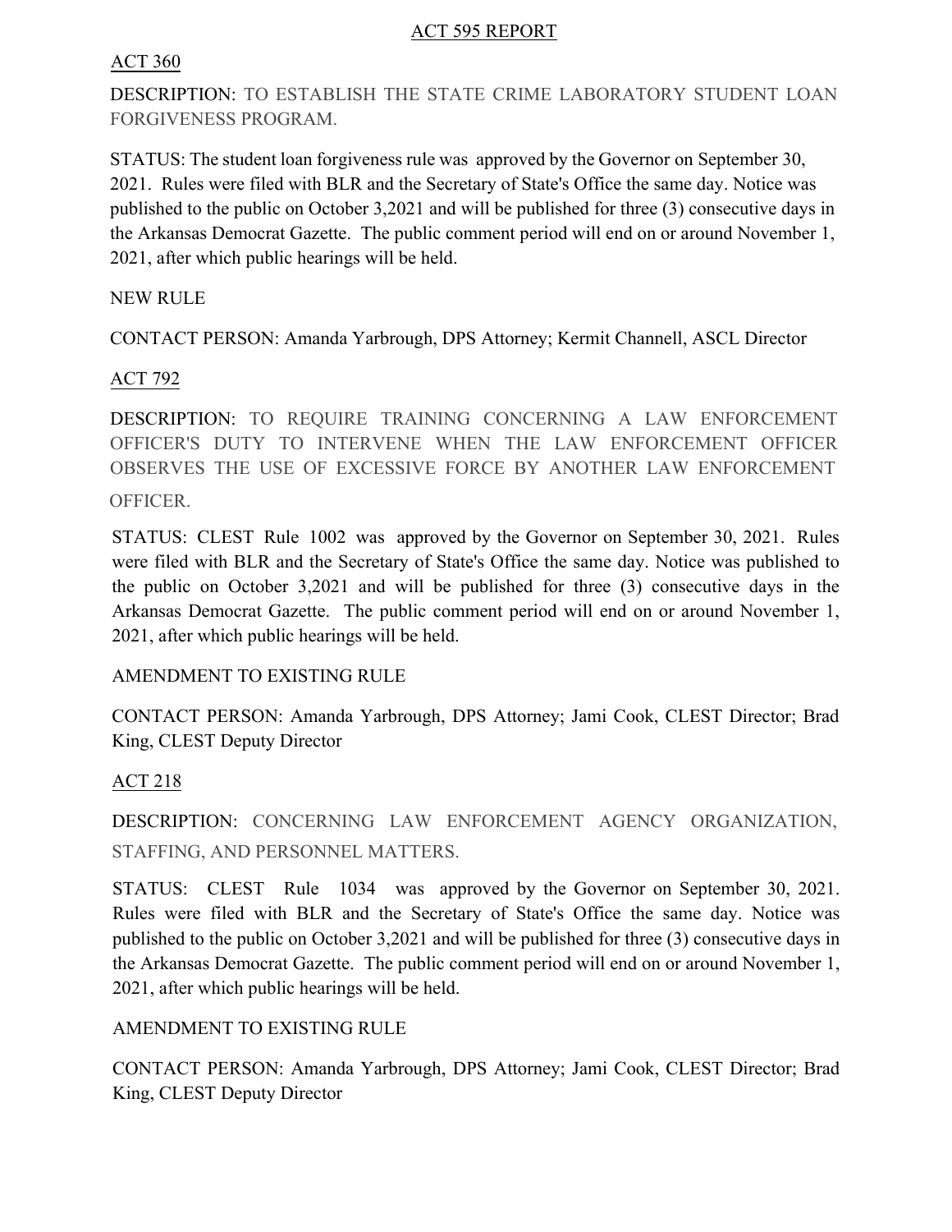# ACT 595 REPORT

## ACT 360

DESCRIPTION: TO ESTABLISH THE STATE CRIME LABORATORY STUDENT LOAN FORGIVENESS PROGRAM.

STATUS: The student loan forgiveness rule was approved by the Governor on September 30, 2021. Rules were filed with BLR and the Secretary of State's Office the same day. Notice was published to the public on October 3,2021 and will be published for three (3) consecutive days in the Arkansas Democrat Gazette. The public comment period will end on or around November 1, 2021, after which public hearings will be held.

NEW RULE

CONTACT PERSON: Amanda Yarbrough, DPS Attorney; Kermit Channell, ASCL Director

## ACT 792

DESCRIPTION: TO REQUIRE TRAINING CONCERNING A LAW ENFORCEMENT OFFICER'S DUTY TO INTERVENE WHEN THE LAW ENFORCEMENT OFFICER OBSERVES THE USE OF EXCESSIVE FORCE BY ANOTHER LAW ENFORCEMENT OFFICER.

STATUS: CLEST Rule 1002 was approved by the Governor on September 30, 2021. Rules were filed with BLR and the Secretary of State's Office the same day. Notice was published to the public on October 3,2021 and will be published for three (3) consecutive days in the Arkansas Democrat Gazette. The public comment period will end on or around November 1, 2021, after which public hearings will be held.

AMENDMENT TO EXISTING RULE

CONTACT PERSON: Amanda Yarbrough, DPS Attorney; Jami Cook, CLEST Director; Brad King, CLEST Deputy Director

## ACT 218

DESCRIPTION: CONCERNING LAW ENFORCEMENT AGENCY ORGANIZATION, STAFFING, AND PERSONNEL MATTERS.

STATUS: CLEST Rule 1034 was approved by the Governor on September 30, 2021. Rules were filed with BLR and the Secretary of State's Office the same day. Notice was published to the public on October 3,2021 and will be published for three (3) consecutive days in the Arkansas Democrat Gazette. The public comment period will end on or around November 1, 2021, after which public hearings will be held.

AMENDMENT TO EXISTING RULE

CONTACT PERSON: Amanda Yarbrough, DPS Attorney; Jami Cook, CLEST Director; Brad King, CLEST Deputy Director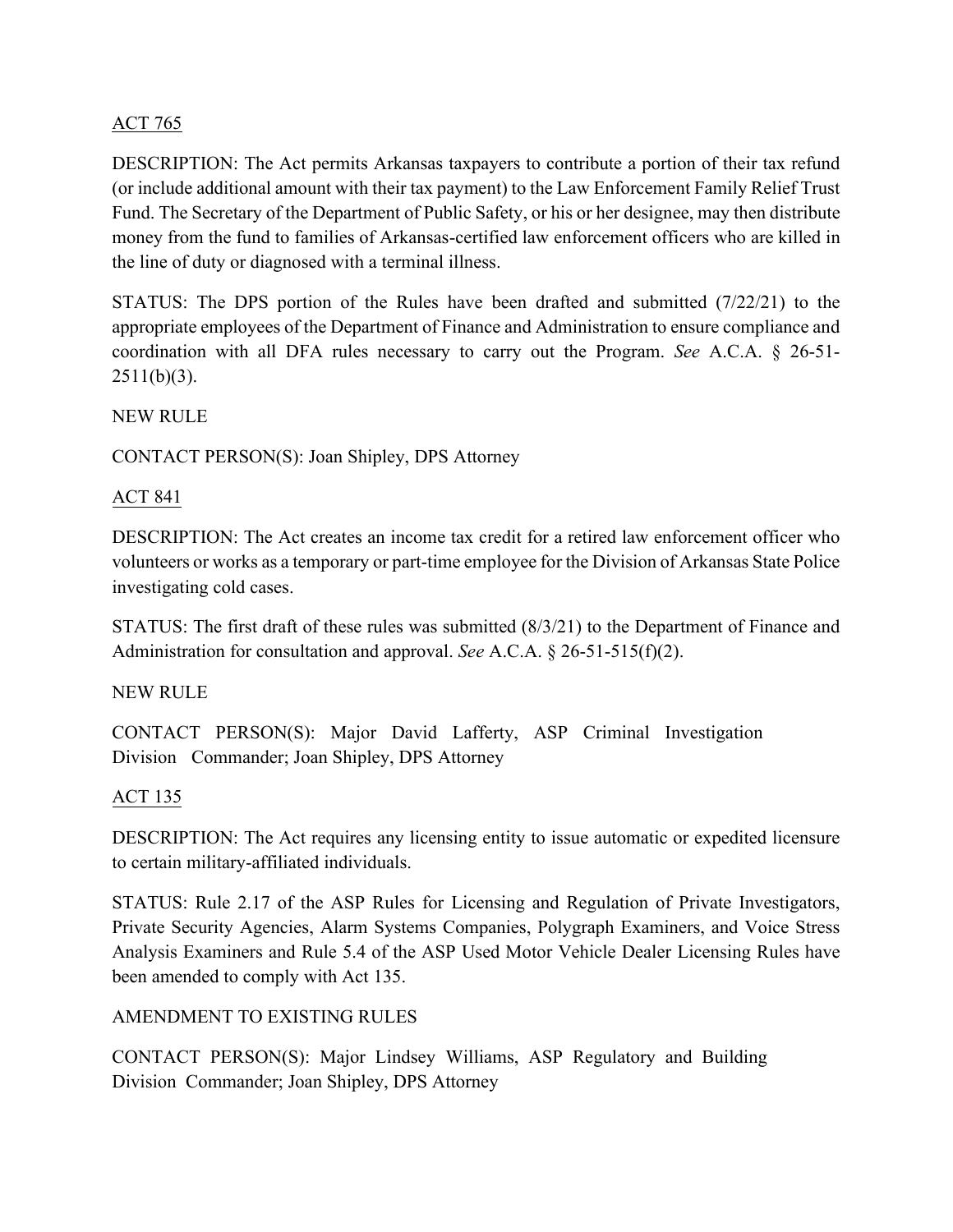<u>ACT 765</u>

DESCRIPTION: The Act permits Arkansas taxpayers to contribute a portion of their tax refund (or include additional amount with their tax payment) to the Law Enforcement Family Relief Trust Fund. The Secretary of the Department of Public Safety, or his or her designee, may then distribute money from the fund to families of Arkansas-certified law enforcement officers who are killed in the line of duty or diagnosed with a terminal illness.

STATUS: The DPS portion of the Rules have been drafted and submitted (7/22/21) to the appropriate employees of the Department of Finance and Administration to ensure compliance and coordination with all DFA rules necessary to carry out the Program. *See* A.C.A. § 26-51-2511(b)(3).

NEW RULE

CONTACT PERSON(S): Joan Shipley, DPS Attorney

<u>ACT 841</u>

DESCRIPTION: The Act creates an income tax credit for a retired law enforcement officer who volunteers or works as a temporary or part-time employee for the Division of Arkansas State Police investigating cold cases.

STATUS: The first draft of these rules was submitted (8/3/21) to the Department of Finance and Administration for consultation and approval. *See* A.C.A. § 26-51-515(f)(2).

NEW RULE

CONTACT PERSON(S): Major David Lafferty, ASP Criminal Investigation Division Commander; Joan Shipley, DPS Attorney

<u>ACT 135</u>

DESCRIPTION: The Act requires any licensing entity to issue automatic or expedited licensure to certain military-affiliated individuals.

STATUS: Rule 2.17 of the ASP Rules for Licensing and Regulation of Private Investigators, Private Security Agencies, Alarm Systems Companies, Polygraph Examiners, and Voice Stress Analysis Examiners and Rule 5.4 of the ASP Used Motor Vehicle Dealer Licensing Rules have been amended to comply with Act 135.

AMENDMENT TO EXISTING RULES

CONTACT PERSON(S): Major Lindsey Williams, ASP Regulatory and Building Division Commander; Joan Shipley, DPS Attorney